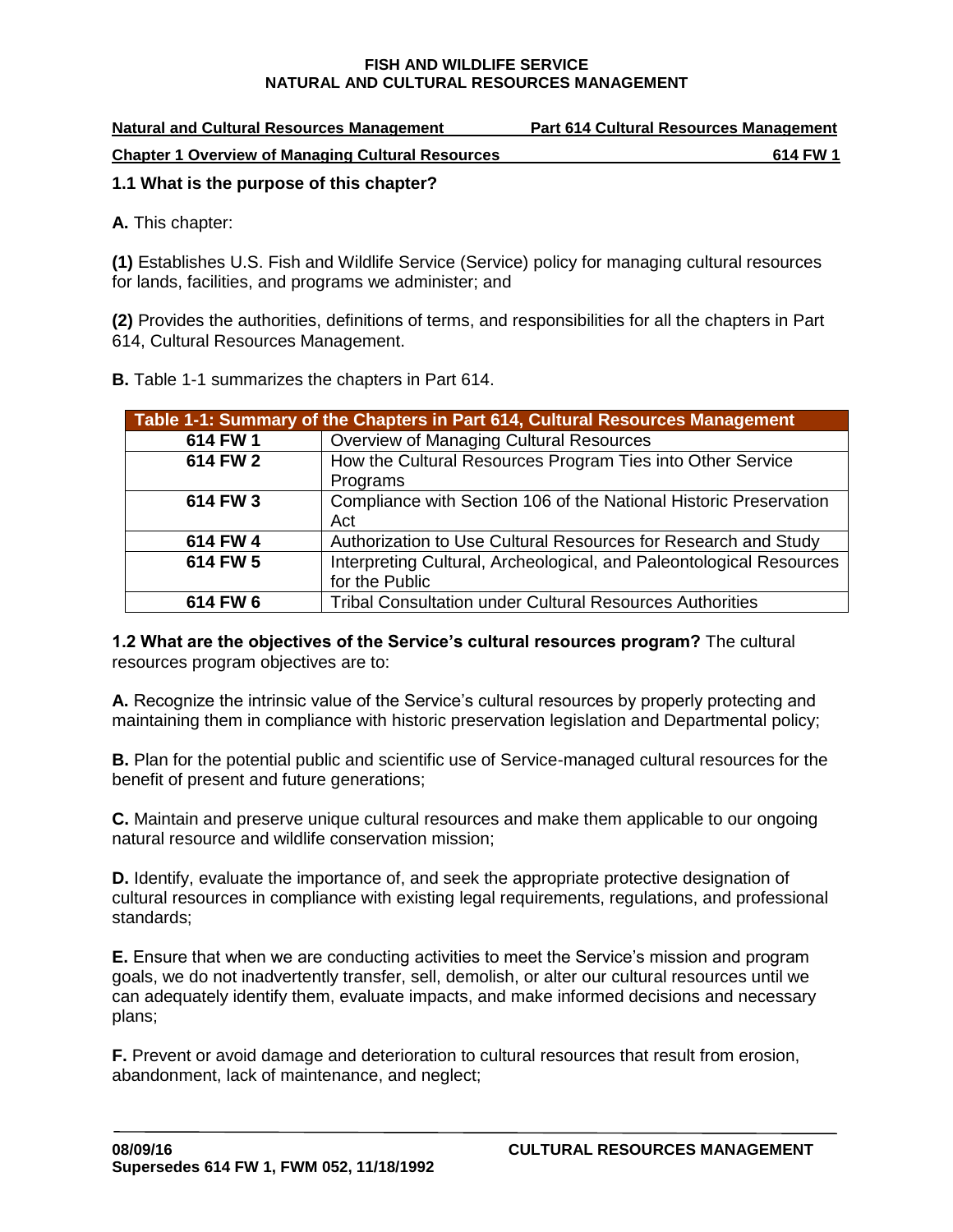**FISH AND WILDLIFE SERVICE**
**NATURAL AND CULTURAL RESOURCES MANAGEMENT**

**Natural and Cultural Resources Management** — **Part 614 Cultural Resources Management**

**Chapter 1 Overview of Managing Cultural Resources** — **614 FW 1**

### 1.1 What is the purpose of this chapter?

**A.** This chapter:

**(1)** Establishes U.S. Fish and Wildlife Service (Service) policy for managing cultural resources for lands, facilities, and programs we administer; and

**(2)** Provides the authorities, definitions of terms, and responsibilities for all the chapters in Part 614, Cultural Resources Management.

**B.** Table 1-1 summarizes the chapters in Part 614.

| Table 1-1: Summary of the Chapters in Part 614, Cultural Resources Management | |
|---|---|
| **614 FW 1** | Overview of Managing Cultural Resources |
| **614 FW 2** | How the Cultural Resources Program Ties into Other Service Programs |
| **614 FW 3** | Compliance with Section 106 of the National Historic Preservation Act |
| **614 FW 4** | Authorization to Use Cultural Resources for Research and Study |
| **614 FW 5** | Interpreting Cultural, Archeological, and Paleontological Resources for the Public |
| **614 FW 6** | Tribal Consultation under Cultural Resources Authorities |

**1.2 What are the objectives of the Service's cultural resources program?** The cultural resources program objectives are to:

**A.** Recognize the intrinsic value of the Service's cultural resources by properly protecting and maintaining them in compliance with historic preservation legislation and Departmental policy;

**B.** Plan for the potential public and scientific use of Service-managed cultural resources for the benefit of present and future generations;

**C.** Maintain and preserve unique cultural resources and make them applicable to our ongoing natural resource and wildlife conservation mission;

**D.** Identify, evaluate the importance of, and seek the appropriate protective designation of cultural resources in compliance with existing legal requirements, regulations, and professional standards;

**E.** Ensure that when we are conducting activities to meet the Service's mission and program goals, we do not inadvertently transfer, sell, demolish, or alter our cultural resources until we can adequately identify them, evaluate impacts, and make informed decisions and necessary plans;

**F.** Prevent or avoid damage and deterioration to cultural resources that result from erosion, abandonment, lack of maintenance, and neglect;

**08/09/16**
**Supersedes 614 FW 1, FWM 052, 11/18/1992**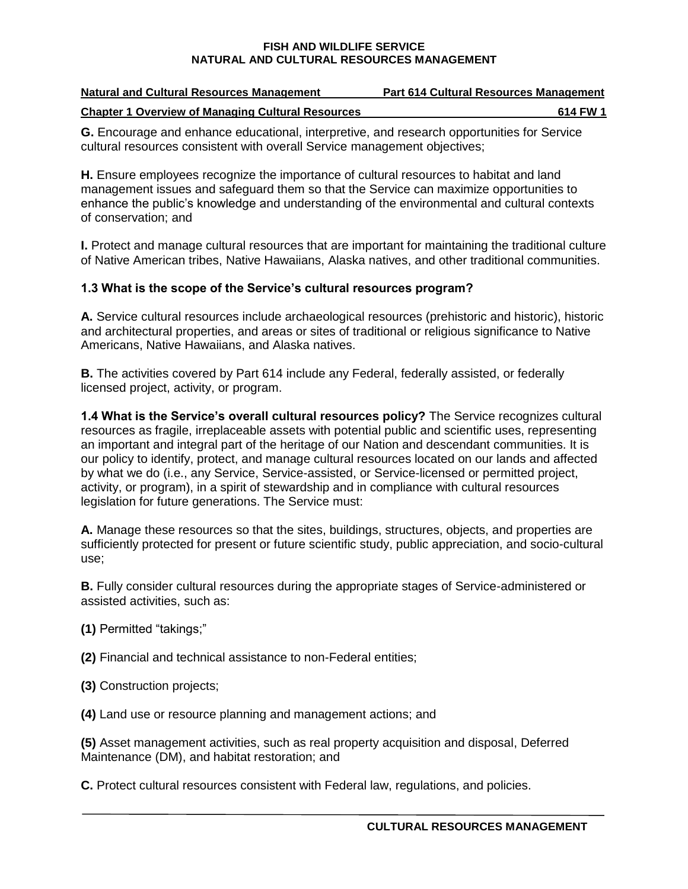**G.** Encourage and enhance educational, interpretive, and research opportunities for Service cultural resources consistent with overall Service management objectives;

**H.** Ensure employees recognize the importance of cultural resources to habitat and land management issues and safeguard them so that the Service can maximize opportunities to enhance the public's knowledge and understanding of the environmental and cultural contexts of conservation; and

**I.** Protect and manage cultural resources that are important for maintaining the traditional culture of Native American tribes, Native Hawaiians, Alaska natives, and other traditional communities.

### 1.3 What is the scope of the Service's cultural resources program?

**A.** Service cultural resources include archaeological resources (prehistoric and historic), historic and architectural properties, and areas or sites of traditional or religious significance to Native Americans, Native Hawaiians, and Alaska natives.

**B.** The activities covered by Part 614 include any Federal, federally assisted, or federally licensed project, activity, or program.

**1.4 What is the Service's overall cultural resources policy?** The Service recognizes cultural resources as fragile, irreplaceable assets with potential public and scientific uses, representing an important and integral part of the heritage of our Nation and descendant communities. It is our policy to identify, protect, and manage cultural resources located on our lands and affected by what we do (i.e., any Service, Service-assisted, or Service-licensed or permitted project, activity, or program), in a spirit of stewardship and in compliance with cultural resources legislation for future generations. The Service must:

**A.** Manage these resources so that the sites, buildings, structures, objects, and properties are sufficiently protected for present or future scientific study, public appreciation, and socio-cultural use;

**B.** Fully consider cultural resources during the appropriate stages of Service-administered or assisted activities, such as:

**(1)** Permitted "takings;"

**(2)** Financial and technical assistance to non-Federal entities;

**(3)** Construction projects;

**(4)** Land use or resource planning and management actions; and

**(5)** Asset management activities, such as real property acquisition and disposal, Deferred Maintenance (DM), and habitat restoration; and

**C.** Protect cultural resources consistent with Federal law, regulations, and policies.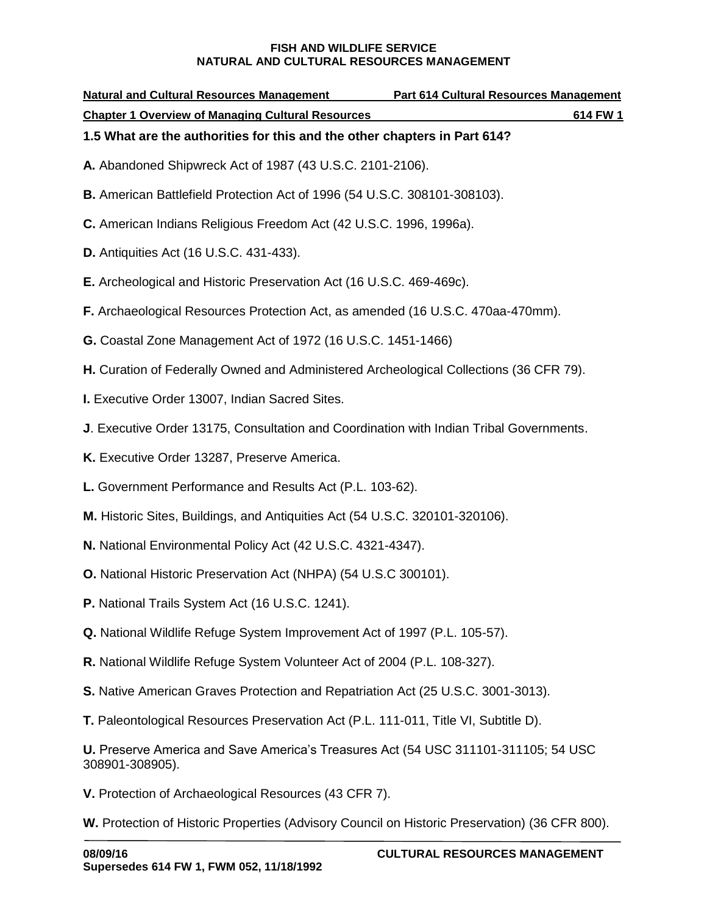## 1.5 What are the authorities for this and the other chapters in Part 614?

**A.** Abandoned Shipwreck Act of 1987 (43 U.S.C. 2101-2106).

**B.** American Battlefield Protection Act of 1996 (54 U.S.C. 308101-308103).

**C.** American Indians Religious Freedom Act (42 U.S.C. 1996, 1996a).

**D.** Antiquities Act (16 U.S.C. 431-433).

**E.** Archeological and Historic Preservation Act (16 U.S.C. 469-469c).

**F.** Archaeological Resources Protection Act, as amended (16 U.S.C. 470aa-470mm).

**G.** Coastal Zone Management Act of 1972 (16 U.S.C. 1451-1466)

**H.** Curation of Federally Owned and Administered Archeological Collections (36 CFR 79).

**I.** Executive Order 13007, Indian Sacred Sites.

**J**. Executive Order 13175, Consultation and Coordination with Indian Tribal Governments.

**K.** Executive Order 13287, Preserve America.

**L.** Government Performance and Results Act (P.L. 103-62).

**M.** Historic Sites, Buildings, and Antiquities Act (54 U.S.C. 320101-320106).

**N.** National Environmental Policy Act (42 U.S.C. 4321-4347).

**O.** National Historic Preservation Act (NHPA) (54 U.S.C 300101).

**P.** National Trails System Act (16 U.S.C. 1241).

**Q.** National Wildlife Refuge System Improvement Act of 1997 (P.L. 105-57).

**R.** National Wildlife Refuge System Volunteer Act of 2004 (P.L. 108-327).

**S.** Native American Graves Protection and Repatriation Act (25 U.S.C. 3001-3013).

**T.** Paleontological Resources Preservation Act (P.L. 111-011, Title VI, Subtitle D).

**U.** Preserve America and Save America's Treasures Act (54 USC 311101-311105; 54 USC 308901-308905).

**V.** Protection of Archaeological Resources (43 CFR 7).

**W.** Protection of Historic Properties (Advisory Council on Historic Preservation) (36 CFR 800).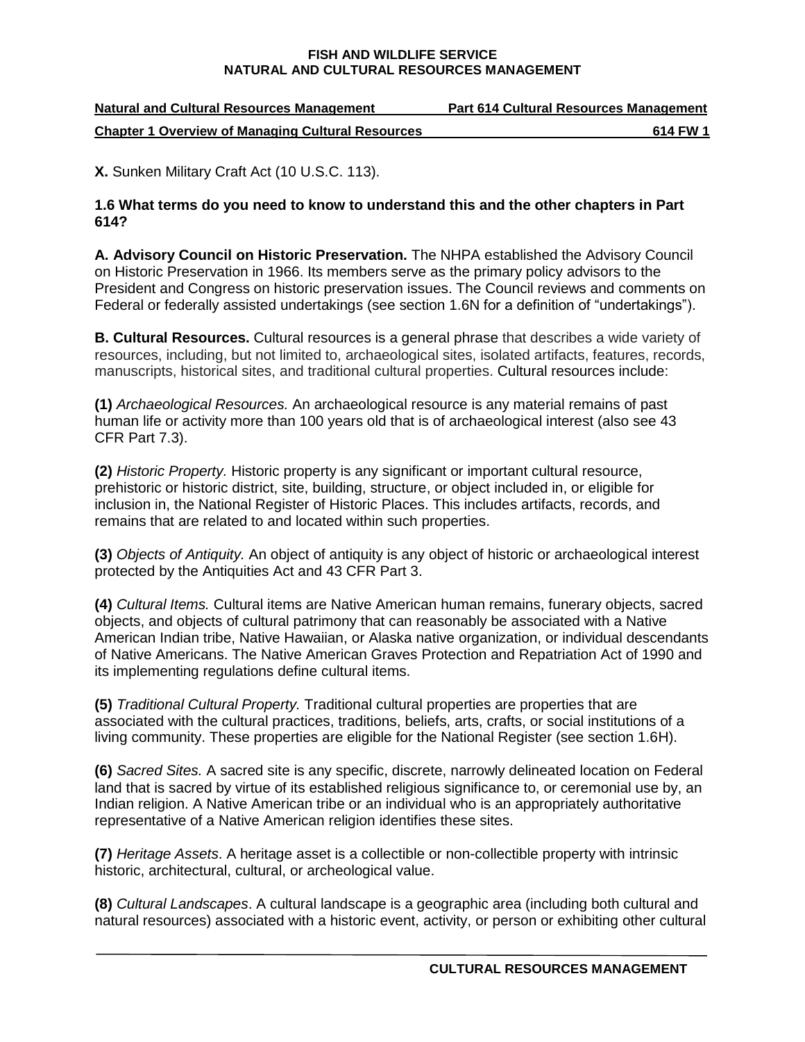**X.** Sunken Military Craft Act (10 U.S.C. 113).

## 1.6 What terms do you need to know to understand this and the other chapters in Part 614?

**A. Advisory Council on Historic Preservation.** The NHPA established the Advisory Council on Historic Preservation in 1966. Its members serve as the primary policy advisors to the President and Congress on historic preservation issues. The Council reviews and comments on Federal or federally assisted undertakings (see section 1.6N for a definition of "undertakings").

**B. Cultural Resources.** Cultural resources is a general phrase that describes a wide variety of resources, including, but not limited to, archaeological sites, isolated artifacts, features, records, manuscripts, historical sites, and traditional cultural properties. Cultural resources include:

**(1)** *Archaeological Resources.* An archaeological resource is any material remains of past human life or activity more than 100 years old that is of archaeological interest (also see 43 CFR Part 7.3).

**(2)** *Historic Property.* Historic property is any significant or important cultural resource, prehistoric or historic district, site, building, structure, or object included in, or eligible for inclusion in, the National Register of Historic Places. This includes artifacts, records, and remains that are related to and located within such properties.

**(3)** *Objects of Antiquity.* An object of antiquity is any object of historic or archaeological interest protected by the Antiquities Act and 43 CFR Part 3.

**(4)** *Cultural Items.* Cultural items are Native American human remains, funerary objects, sacred objects, and objects of cultural patrimony that can reasonably be associated with a Native American Indian tribe, Native Hawaiian, or Alaska native organization, or individual descendants of Native Americans. The Native American Graves Protection and Repatriation Act of 1990 and its implementing regulations define cultural items.

**(5)** *Traditional Cultural Property.* Traditional cultural properties are properties that are associated with the cultural practices, traditions, beliefs, arts, crafts, or social institutions of a living community. These properties are eligible for the National Register (see section 1.6H).

**(6)** *Sacred Sites.* A sacred site is any specific, discrete, narrowly delineated location on Federal land that is sacred by virtue of its established religious significance to, or ceremonial use by, an Indian religion. A Native American tribe or an individual who is an appropriately authoritative representative of a Native American religion identifies these sites.

**(7)** *Heritage Assets*. A heritage asset is a collectible or non-collectible property with intrinsic historic, architectural, cultural, or archeological value.

**(8)** *Cultural Landscapes*. A cultural landscape is a geographic area (including both cultural and natural resources) associated with a historic event, activity, or person or exhibiting other cultural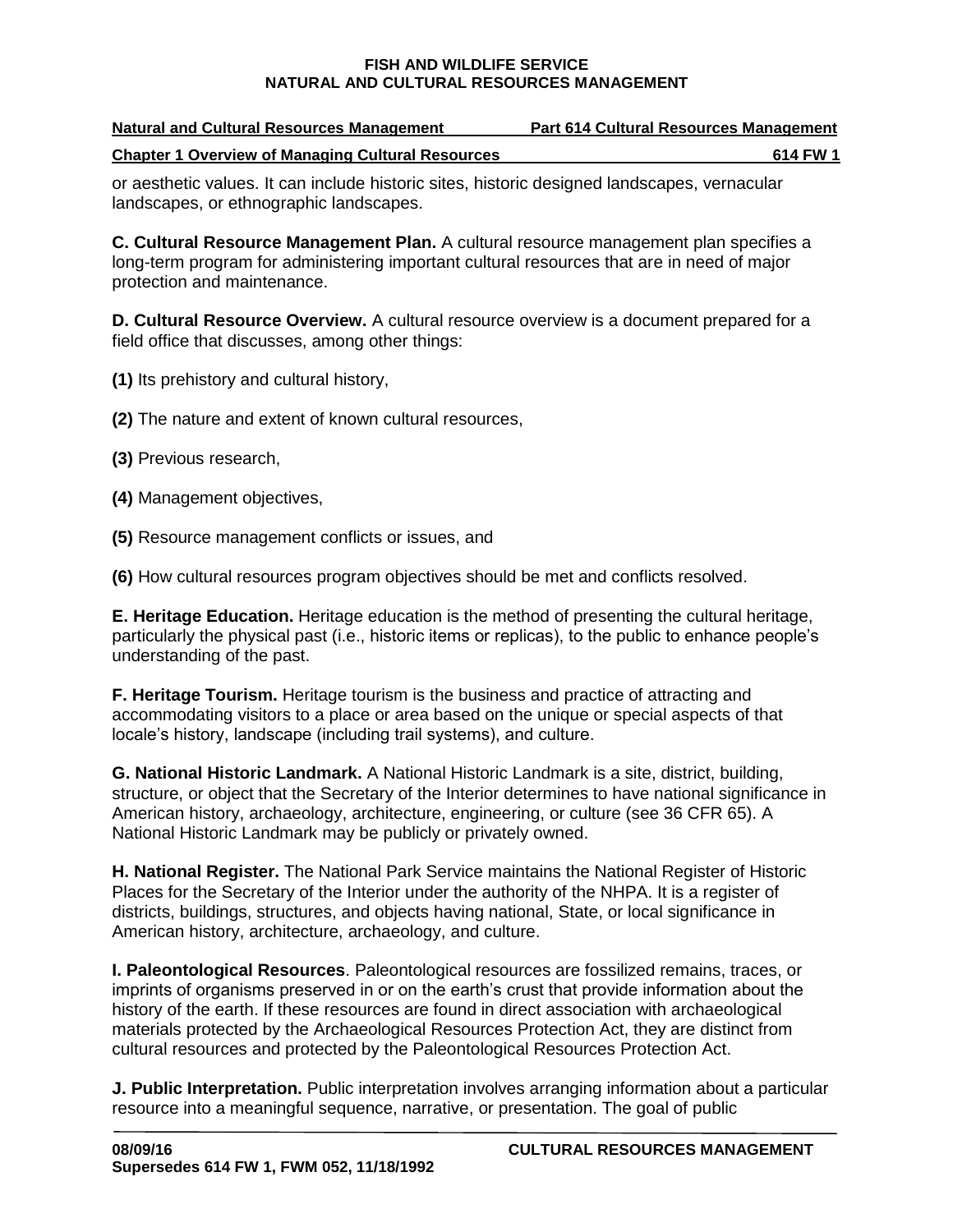or aesthetic values. It can include historic sites, historic designed landscapes, vernacular landscapes, or ethnographic landscapes.

**C. Cultural Resource Management Plan.** A cultural resource management plan specifies a long-term program for administering important cultural resources that are in need of major protection and maintenance.

**D. Cultural Resource Overview.** A cultural resource overview is a document prepared for a field office that discusses, among other things:

**(1)** Its prehistory and cultural history,

**(2)** The nature and extent of known cultural resources,

**(3)** Previous research,

**(4)** Management objectives,

**(5)** Resource management conflicts or issues, and

**(6)** How cultural resources program objectives should be met and conflicts resolved.

**E. Heritage Education.** Heritage education is the method of presenting the cultural heritage, particularly the physical past (i.e., historic items or replicas), to the public to enhance people's understanding of the past.

**F. Heritage Tourism.** Heritage tourism is the business and practice of attracting and accommodating visitors to a place or area based on the unique or special aspects of that locale's history, landscape (including trail systems), and culture.

**G. National Historic Landmark.** A National Historic Landmark is a site, district, building, structure, or object that the Secretary of the Interior determines to have national significance in American history, archaeology, architecture, engineering, or culture (see 36 CFR 65). A National Historic Landmark may be publicly or privately owned.

**H. National Register.** The National Park Service maintains the National Register of Historic Places for the Secretary of the Interior under the authority of the NHPA. It is a register of districts, buildings, structures, and objects having national, State, or local significance in American history, architecture, archaeology, and culture.

**I. Paleontological Resources**. Paleontological resources are fossilized remains, traces, or imprints of organisms preserved in or on the earth's crust that provide information about the history of the earth. If these resources are found in direct association with archaeological materials protected by the Archaeological Resources Protection Act, they are distinct from cultural resources and protected by the Paleontological Resources Protection Act.

**J. Public Interpretation.** Public interpretation involves arranging information about a particular resource into a meaningful sequence, narrative, or presentation. The goal of public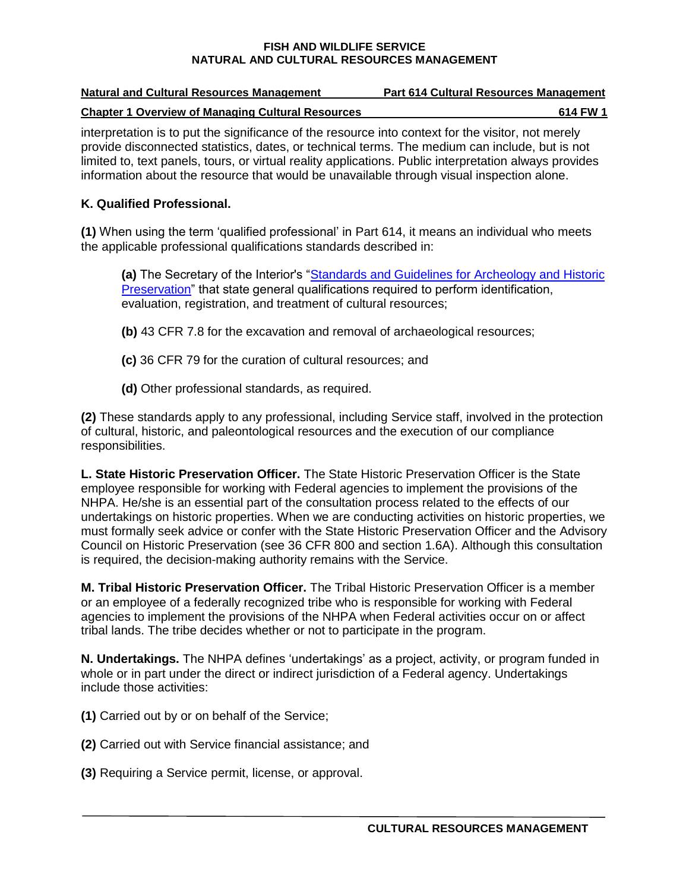interpretation is to put the significance of the resource into context for the visitor, not merely provide disconnected statistics, dates, or technical terms. The medium can include, but is not limited to, text panels, tours, or virtual reality applications. Public interpretation always provides information about the resource that would be unavailable through visual inspection alone.

**K. Qualified Professional.**

**(1)** When using the term 'qualified professional' in Part 614, it means an individual who meets the applicable professional qualifications standards described in:

**(a)** The Secretary of the Interior's "[Standards and Guidelines for Archeology and Historic Preservation]" that state general qualifications required to perform identification, evaluation, registration, and treatment of cultural resources;

**(b)** 43 CFR 7.8 for the excavation and removal of archaeological resources;

**(c)** 36 CFR 79 for the curation of cultural resources; and

**(d)** Other professional standards, as required.

**(2)** These standards apply to any professional, including Service staff, involved in the protection of cultural, historic, and paleontological resources and the execution of our compliance responsibilities.

**L. State Historic Preservation Officer.** The State Historic Preservation Officer is the State employee responsible for working with Federal agencies to implement the provisions of the NHPA. He/she is an essential part of the consultation process related to the effects of our undertakings on historic properties. When we are conducting activities on historic properties, we must formally seek advice or confer with the State Historic Preservation Officer and the Advisory Council on Historic Preservation (see 36 CFR 800 and section 1.6A). Although this consultation is required, the decision-making authority remains with the Service.

**M. Tribal Historic Preservation Officer.** The Tribal Historic Preservation Officer is a member or an employee of a federally recognized tribe who is responsible for working with Federal agencies to implement the provisions of the NHPA when Federal activities occur on or affect tribal lands. The tribe decides whether or not to participate in the program.

**N. Undertakings.** The NHPA defines 'undertakings' as a project, activity, or program funded in whole or in part under the direct or indirect jurisdiction of a Federal agency. Undertakings include those activities:

**(1)** Carried out by or on behalf of the Service;

**(2)** Carried out with Service financial assistance; and

**(3)** Requiring a Service permit, license, or approval.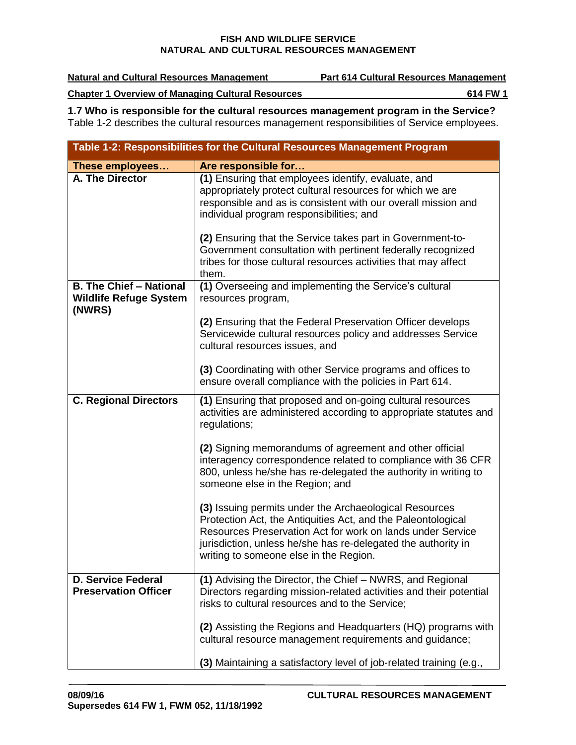**1.7 Who is responsible for the cultural resources management program in the Service?** Table 1-2 describes the cultural resources management responsibilities of Service employees.

| Table 1-2: Responsibilities for the Cultural Resources Management Program | |
|---|---|
| **These employees…** | **Are responsible for…** |
| **A. The Director** | **(1)** Ensuring that employees identify, evaluate, and appropriately protect cultural resources for which we are responsible and as is consistent with our overall mission and individual program responsibilities; and<br><br>**(2)** Ensuring that the Service takes part in Government-to-Government consultation with pertinent federally recognized tribes for those cultural resources activities that may affect them. |
| **B. The Chief – National Wildlife Refuge System (NWRS)** | **(1)** Overseeing and implementing the Service's cultural resources program,<br><br>**(2)** Ensuring that the Federal Preservation Officer develops Servicewide cultural resources policy and addresses Service cultural resources issues, and<br><br>**(3)** Coordinating with other Service programs and offices to ensure overall compliance with the policies in Part 614. |
| **C. Regional Directors** | **(1)** Ensuring that proposed and on-going cultural resources activities are administered according to appropriate statutes and regulations;<br><br>**(2)** Signing memorandums of agreement and other official interagency correspondence related to compliance with 36 CFR 800, unless he/she has re-delegated the authority in writing to someone else in the Region; and<br><br>**(3)** Issuing permits under the Archaeological Resources Protection Act, the Antiquities Act, and the Paleontological Resources Preservation Act for work on lands under Service jurisdiction, unless he/she has re-delegated the authority in writing to someone else in the Region. |
| **D. Service Federal Preservation Officer** | **(1)** Advising the Director, the Chief – NWRS, and Regional Directors regarding mission-related activities and their potential risks to cultural resources and to the Service;<br><br>**(2)** Assisting the Regions and Headquarters (HQ) programs with cultural resource management requirements and guidance;<br><br>**(3)** Maintaining a satisfactory level of job-related training (e.g., |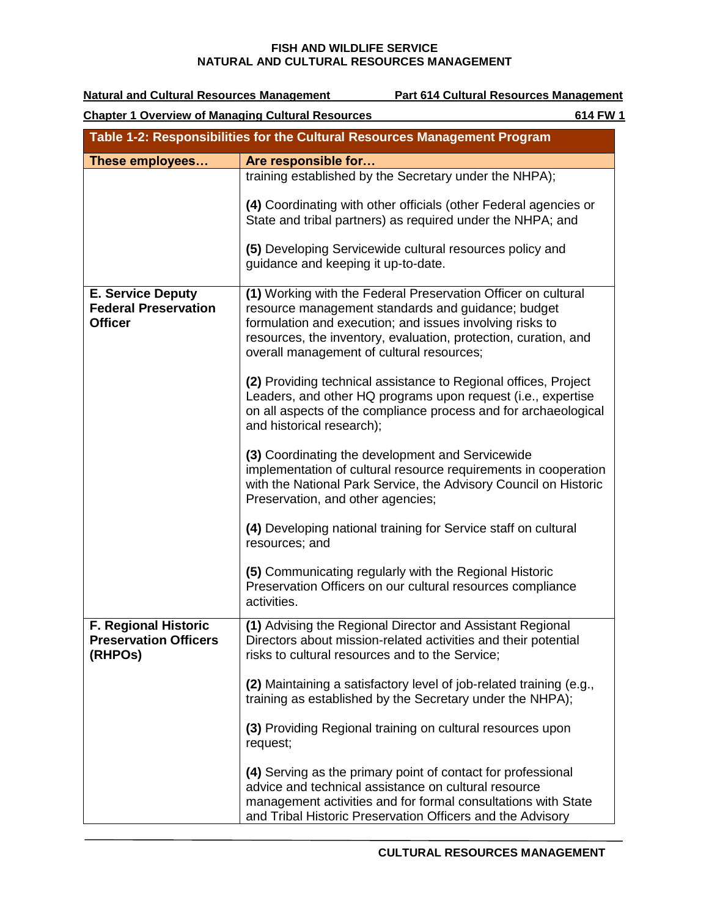| Table 1-2: Responsibilities for the Cultural Resources Management Program | |
|---|---|
| **These employees…** | **Are responsible for…** |
| | training established by the Secretary under the NHPA);<br><br>**(4)** Coordinating with other officials (other Federal agencies or State and tribal partners) as required under the NHPA; and<br><br>**(5)** Developing Servicewide cultural resources policy and guidance and keeping it up-to-date. |
| **E. Service Deputy Federal Preservation Officer** | **(1)** Working with the Federal Preservation Officer on cultural resource management standards and guidance; budget formulation and execution; and issues involving risks to resources, the inventory, evaluation, protection, curation, and overall management of cultural resources;<br><br>**(2)** Providing technical assistance to Regional offices, Project Leaders, and other HQ programs upon request (i.e., expertise on all aspects of the compliance process and for archaeological and historical research);<br><br>**(3)** Coordinating the development and Servicewide implementation of cultural resource requirements in cooperation with the National Park Service, the Advisory Council on Historic Preservation, and other agencies;<br><br>**(4)** Developing national training for Service staff on cultural resources; and<br><br>**(5)** Communicating regularly with the Regional Historic Preservation Officers on our cultural resources compliance activities. |
| **F. Regional Historic Preservation Officers (RHPOs)** | **(1)** Advising the Regional Director and Assistant Regional Directors about mission-related activities and their potential risks to cultural resources and to the Service;<br><br>**(2)** Maintaining a satisfactory level of job-related training (e.g., training as established by the Secretary under the NHPA);<br><br>**(3)** Providing Regional training on cultural resources upon request;<br><br>**(4)** Serving as the primary point of contact for professional advice and technical assistance on cultural resource management activities and for formal consultations with State and Tribal Historic Preservation Officers and the Advisory |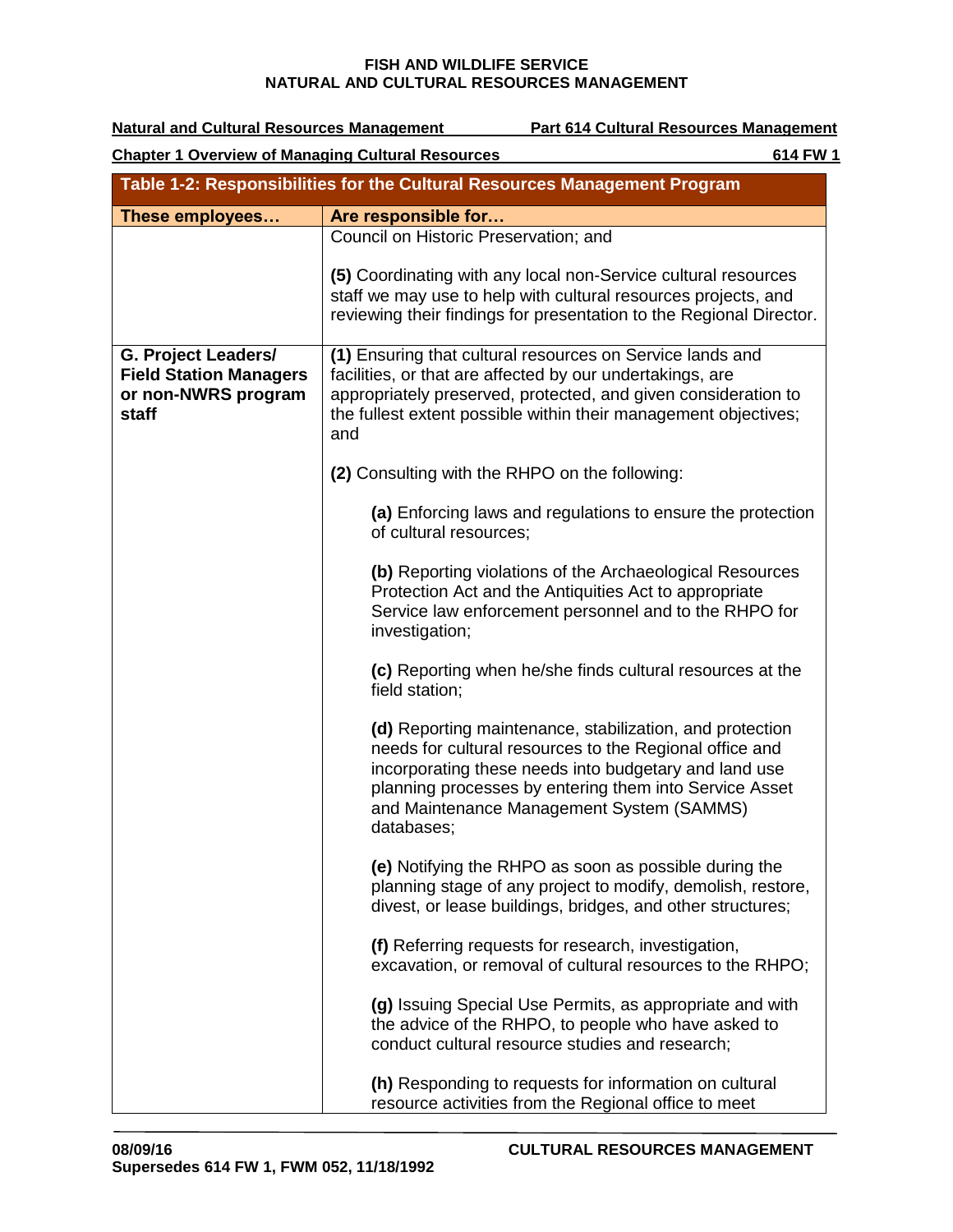| Table 1-2: Responsibilities for the Cultural Resources Management Program | |
|---|---|
| **These employees…** | **Are responsible for…** |
| | Council on Historic Preservation; and<br><br>**(5)** Coordinating with any local non-Service cultural resources staff we may use to help with cultural resources projects, and reviewing their findings for presentation to the Regional Director. |
| **G. Project Leaders/ Field Station Managers or non-NWRS program staff** | **(1)** Ensuring that cultural resources on Service lands and facilities, or that are affected by our undertakings, are appropriately preserved, protected, and given consideration to the fullest extent possible within their management objectives; and<br><br>**(2)** Consulting with the RHPO on the following:<br><br>**(a)** Enforcing laws and regulations to ensure the protection of cultural resources;<br><br>**(b)** Reporting violations of the Archaeological Resources Protection Act and the Antiquities Act to appropriate Service law enforcement personnel and to the RHPO for investigation;<br><br>**(c)** Reporting when he/she finds cultural resources at the field station;<br><br>**(d)** Reporting maintenance, stabilization, and protection needs for cultural resources to the Regional office and incorporating these needs into budgetary and land use planning processes by entering them into Service Asset and Maintenance Management System (SAMMS) databases;<br><br>**(e)** Notifying the RHPO as soon as possible during the planning stage of any project to modify, demolish, restore, divest, or lease buildings, bridges, and other structures;<br><br>**(f)** Referring requests for research, investigation, excavation, or removal of cultural resources to the RHPO;<br><br>**(g)** Issuing Special Use Permits, as appropriate and with the advice of the RHPO, to people who have asked to conduct cultural resource studies and research;<br><br>**(h)** Responding to requests for information on cultural resource activities from the Regional office to meet |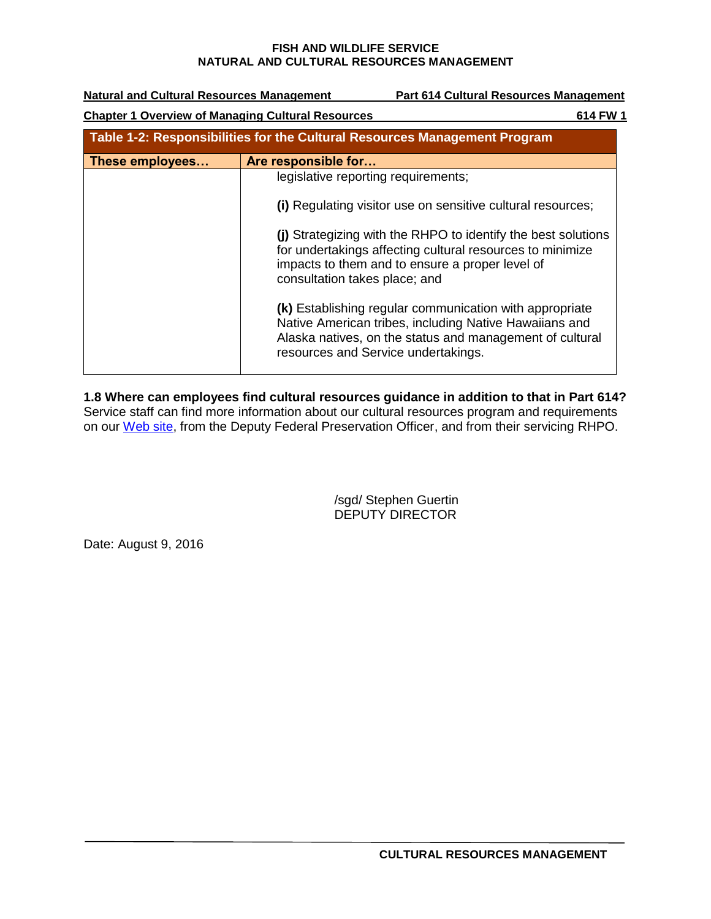Table 1-2: Responsibilities for the Cultural Resources Management Program

| These employees… | Are responsible for… |
|---|---|
| | legislative reporting requirements;<br><br>**(i)** Regulating visitor use on sensitive cultural resources;<br><br>**(j)** Strategizing with the RHPO to identify the best solutions for undertakings affecting cultural resources to minimize impacts to them and to ensure a proper level of consultation takes place; and<br><br>**(k)** Establishing regular communication with appropriate Native American tribes, including Native Hawaiians and Alaska natives, on the status and management of cultural resources and Service undertakings. |

**1.8 Where can employees find cultural resources guidance in addition to that in Part 614?** Service staff can find more information about our cultural resources program and requirements on our Web site, from the Deputy Federal Preservation Officer, and from their servicing RHPO.

/sgd/ Stephen Guertin
DEPUTY DIRECTOR

Date: August 9, 2016